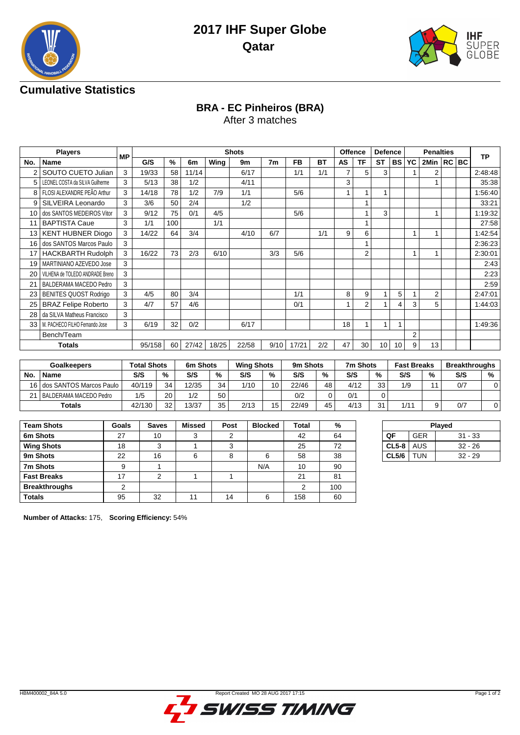# 2017 IHF Super Globe

## Qatar

## Cumulative Statistics

### BRA - EC Pinheiros (BRA)

After 3 matches

| Players | | MP | Shots | | | | | | | | Offence | | Defence | | Penalties | | | | TP |
|---|---|---|---|---|---|---|---|---|---|---|---|---|---|---|---|---|---|---|---|
| No. | Name | | G/S | % | 6m | Wing | 9m | 7m | FB | BT | AS | TF | ST | BS | YC | 2Min | RC | BC | |
| 2 | SOUTO CUETO Julian | 3 | 19/33 | 58 | 11/14 | | 6/17 | | 1/1 | 1/1 | 7 | 5 | 3 | | 1 | 2 | | | 2:48:48 |
| 5 | LEONEL COSTA da SILVA Guilherme | 3 | 5/13 | 38 | 1/2 | | 4/11 | | | | 3 | | | | | 1 | | | 35:38 |
| 8 | FLOSI ALEXANDRE PEÃO Arthur | 3 | 14/18 | 78 | 1/2 | 7/9 | 1/1 | | 5/6 | | 1 | 1 | 1 | | | | | | 1:56:40 |
| 9 | SILVEIRA Leonardo | 3 | 3/6 | 50 | 2/4 | | 1/2 | | | | | 1 | | | | | | | 33:21 |
| 10 | dos SANTOS MEDEIROS Vitor | 3 | 9/12 | 75 | 0/1 | 4/5 | | | 5/6 | | | 1 | 3 | | | 1 | | | 1:19:32 |
| 11 | BAPTISTA Caue | 3 | 1/1 | 100 | | 1/1 | | | | | | 1 | | | | | | | 27:58 |
| 13 | KENT HUBNER Diogo | 3 | 14/22 | 64 | 3/4 | | 4/10 | 6/7 | | 1/1 | 9 | 6 | | | 1 | 1 | | | 1:42:54 |
| 16 | dos SANTOS Marcos Paulo | 3 | | | | | | | | | | 1 | | | | | | | 2:36:23 |
| 17 | HACKBARTH Rudolph | 3 | 16/22 | 73 | 2/3 | 6/10 | | 3/3 | 5/6 | | | 2 | | | 1 | 1 | | | 2:30:01 |
| 19 | MARTINIANO AZEVEDO Jose | 3 | | | | | | | | | | | | | | | | | 2:43 |
| 20 | VILHENA de TOLEDO ANDRADE Breno | 3 | | | | | | | | | | | | | | | | | 2:23 |
| 21 | BALDERAMA MACEDO Pedro | 3 | | | | | | | | | | | | | | | | | 2:59 |
| 23 | BENITES QUOST Rodrigo | 3 | 4/5 | 80 | 3/4 | | | | 1/1 | | 8 | 9 | 1 | 5 | 1 | 2 | | | 2:47:01 |
| 25 | BRAZ Felipe Roberto | 3 | 4/7 | 57 | 4/6 | | | | 0/1 | | 1 | 2 | 1 | 4 | 3 | 5 | | | 1:44:03 |
| 28 | da SILVA Matheus Francisco | 3 | | | | | | | | | | | | | | | | | |
| 33 | M. PACHECO FILHO Fernando Jose | 3 | 6/19 | 32 | 0/2 | | 6/17 | | | | 18 | 1 | 1 | 1 | | | | | 1:49:36 |
| | Bench/Team | | | | | | | | | | | | | | 2 | | | | |
| Totals | | | 95/158 | 60 | 27/42 | 18/25 | 22/58 | 9/10 | 17/21 | 2/2 | 47 | 30 | 10 | 10 | 9 | 13 | | | |

| Goalkeepers | | Total Shots | | 6m Shots | | Wing Shots | | 9m Shots | | 7m Shots | | Fast Breaks | | Breakthroughs | |
|---|---|---|---|---|---|---|---|---|---|---|---|---|---|---|---|
| No. | Name | S/S | % | S/S | % | S/S | % | S/S | % | S/S | % | S/S | % | S/S | % |
| 16 | dos SANTOS Marcos Paulo | 40/119 | 34 | 12/35 | 34 | 1/10 | 10 | 22/46 | 48 | 4/12 | 33 | 1/9 | 11 | 0/7 | 0 |
| 21 | BALDERAMA MACEDO Pedro | 1/5 | 20 | 1/2 | 50 | | | 0/2 | 0 | 0/1 | 0 | | | | |
| Totals | | 42/130 | 32 | 13/37 | 35 | 2/13 | 15 | 22/49 | 45 | 4/13 | 31 | 1/11 | 9 | 0/7 | 0 |

| Team Shots | Goals | Saves | Missed | Post | Blocked | Total | % |
|---|---|---|---|---|---|---|---|
| 6m Shots | 27 | 10 | 3 | 2 | | 42 | 64 |
| Wing Shots | 18 | 3 | 1 | 3 | | 25 | 72 |
| 9m Shots | 22 | 16 | 6 | 8 | 6 | 58 | 38 |
| 7m Shots | 9 | 1 | | | N/A | 10 | 90 |
| Fast Breaks | 17 | 2 | 1 | 1 | | 21 | 81 |
| Breakthroughs | 2 | | | | | 2 | 100 |
| Totals | 95 | 32 | 11 | 14 | 6 | 158 | 60 |

| Played | | |
|---|---|---|
| QF | GER | 31 - 33 |
| CL5-8 | AUS | 32 - 26 |
| CL5/6 | TUN | 32 - 29 |

**Number of Attacks:** 175, **Scoring Efficiency:** 54%

HBM400002_84A 5.0 Report Created MO 28 AUG 2017 17:15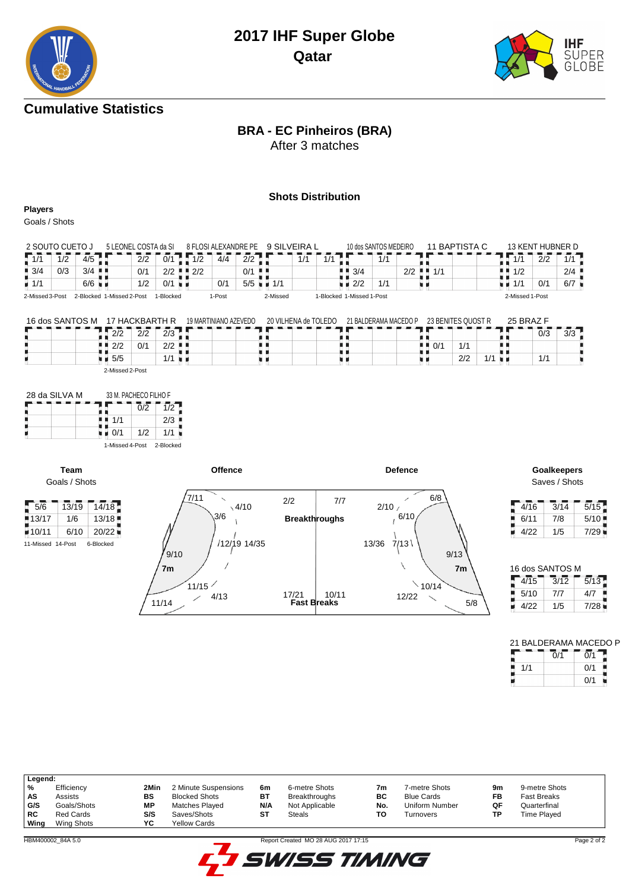# 2017 IHF Super Globe
## Qatar

## Cumulative Statistics

### BRA - EC Pinheiros (BRA)
After 3 matches

### Shots Distribution

**Players**
Goals / Shots

**2 SOUTO CUETO J**

| | | |
|---|---|---|
| 1/1 | 1/2 | 4/5 |
| 3/4 | 0/3 | 3/4 |
| 1/1 | | 6/6 |

2-Missed 3-Post

**5 LEONEL COSTA da SI**

| | | |
|---|---|---|
| | 2/2 | 0/1 |
| | 0/1 | 2/2 |
| | 1/2 | 0/1 |

2-Blocked 1-Missed 2-Post

**8 FLOSI ALEXANDRE PE**

| | | |
|---|---|---|
| 1/2 | 4/4 | 2/2 |
| 2/2 | | 0/1 |
| | 0/1 | 5/5 |

1-Blocked 1-Post

**9 SILVEIRA L**

| | | |
|---|---|---|
| | 1/1 | 1/1 |
| | | |
| 1/1 | | |

2-Missed

**10 dos SANTOS MEDEIRO**

| | | |
|---|---|---|
| | 1/1 | |
| 3/4 | | 2/2 |
| 2/2 | 1/1 | |

1-Blocked 1-Missed 1-Post

**11 BAPTISTA C**

| | | |
|---|---|---|
| | | |
| 1/1 | | |
| | | |

**13 KENT HUBNER D**

| | | |
|---|---|---|
| 1/1 | 2/2 | 1/1 |
| 1/2 | | 2/4 |
| 1/1 | 0/1 | 6/7 |

2-Missed 1-Post

**16 dos SANTOS M**

| | | |
|---|---|---|
| | | |
| | | |
| | | |

**17 HACKBARTH R**

| | | |
|---|---|---|
| 2/2 | 2/2 | 2/3 |
| 2/2 | 0/1 | 2/2 |
| 5/5 | | 1/1 |

2-Missed 2-Post

**19 MARTINIANO AZEVEDO**

| | | |
|---|---|---|
| | | |
| | | |
| | | |

**20 VILHENA de TOLEDO**

| | | |
|---|---|---|
| | | |
| | | |
| | | |

**21 BALDERAMA MACEDO P**

| | | |
|---|---|---|
| | | |
| | | |
| | | |

**23 BENITES QUOST R**

| | | |
|---|---|---|
| | | |
| 0/1 | 1/1 | |
| | 2/2 | 1/1 |

**25 BRAZ F**

| | | |
|---|---|---|
| | 0/3 | 3/3 |
| | | |
| | 1/1 | |

**28 da SILVA M**

| | | |
|---|---|---|
| | | |
| | | |
| | | |

**33 M. PACHECO FILHO F**

| | | |
|---|---|---|
| | 0/2 | 1/2 |
| 1/1 | | 2/3 |
| 0/1 | 1/2 | 1/1 |

1-Missed 4-Post 2-Blocked

**Team**
Goals / Shots

| | | |
|---|---|---|
| 5/6 | 13/19 | 14/18 |
| 13/17 | 1/6 | 13/18 |
| 10/11 | 6/10 | 20/22 |

11-Missed 14-Post 6-Blocked

**Offence**

7/11
4/10
3/6
9/10
/12/19 14/35
7m
11/15
11/14
4/13

2/2 7/7
Breakthroughs

17/21 10/11
Fast Breaks

**Defence**

2/10
6/8
6/10
13/36 7/13
9/13
7m
10/14
12/22
5/8

**Goalkeepers**
Saves / Shots

| | | |
|---|---|---|
| 4/16 | 3/14 | 5/15 |
| 6/11 | 7/8 | 5/10 |
| 4/22 | 1/5 | 7/29 |

**16 dos SANTOS M**

| | | |
|---|---|---|
| 4/15 | 3/12 | 5/13 |
| 5/10 | 7/7 | 4/7 |
| 4/22 | 1/5 | 7/28 |

**21 BALDERAMA MACEDO P**

| | | |
|---|---|---|
| | 0/1 | 0/1 |
| 1/1 | | 0/1 |
| | | 0/1 |

| Legend: | | | | | | | | | |
|---|---|---|---|---|---|---|---|---|---|
| % | Efficiency | 2Min | 2 Minute Suspensions | 6m | 6-metre Shots | 7m | 7-metre Shots | 9m | 9-metre Shots |
| AS | Assists | BS | Blocked Shots | BT | Breakthroughs | BC | Blue Cards | FB | Fast Breaks |
| G/S | Goals/Shots | MP | Matches Played | N/A | Not Applicable | No. | Uniform Number | QF | Quarterfinal |
| RC | Red Cards | S/S | Saves/Shots | ST | Steals | TO | Turnovers | TP | Time Played |
| Wing | Wing Shots | YC | Yellow Cards | | | | | | |

HBM400002_84A 5.0 Report Created MO 28 AUG 2017 17:15